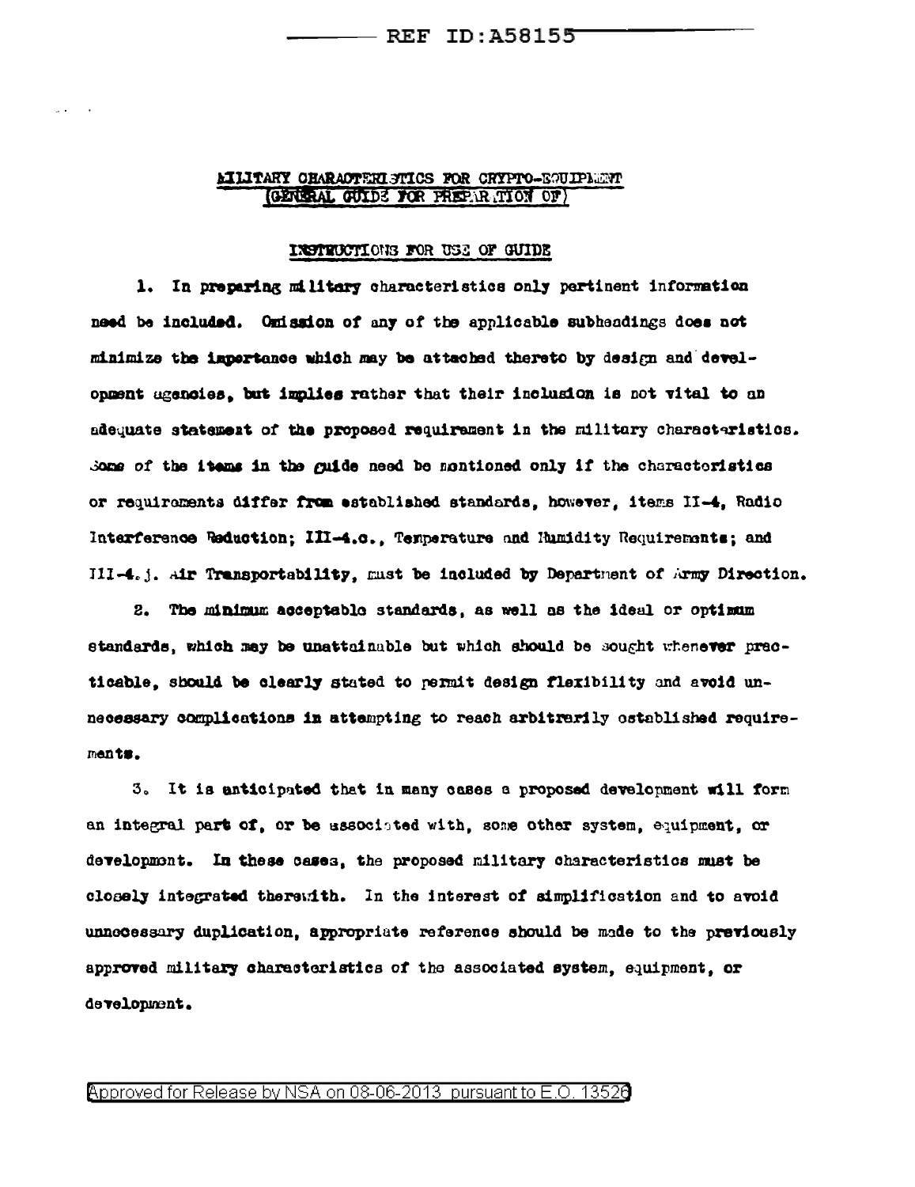# MILITARY CHARACTERISTICS FOR CRYPTO-EQUIPMENT (GENERAL GUIDE FOR PREPARATION OF)

## INSTRUCTIONS FOR USE OF GUIDE

1. In preparing military characteristics only pertinent information need be included. Omission of any of the applicable subheadings does not minimize the importance which may be attached thereto by design and development agencies, but implies rather that their inclusion is not vital to an adequate statement of the proposed requirement in the military characteristics. Some of the items in the guide need be mentioned only if the characteristics or requirements differ from established standards, however, items II-4, Radio Interference Reduction; III-4.c., Temperature and Humidity Requirements; and III-4.j. Air Transportability, must be included by Department of Army Direction.

2. The minimum acceptable standards, as well as the ideal or optimum standards, which may be unattainable but which should be sought whenever practicable, should be clearly stated to permit design flexibility and avoid unnecessary complications in attempting to reach arbitrarily established requirements.

3. It is anticipated that in many cases a proposed development will form an integral part of, or be associated with, some other system, equipment, or development. In these cases, the proposed military characteristics must be closely integrated therewith. In the interest of simplification and to avoid unnecessary duplication, appropriate reference should be made to the previously approved military characteristics of the associated system, equipment, or development.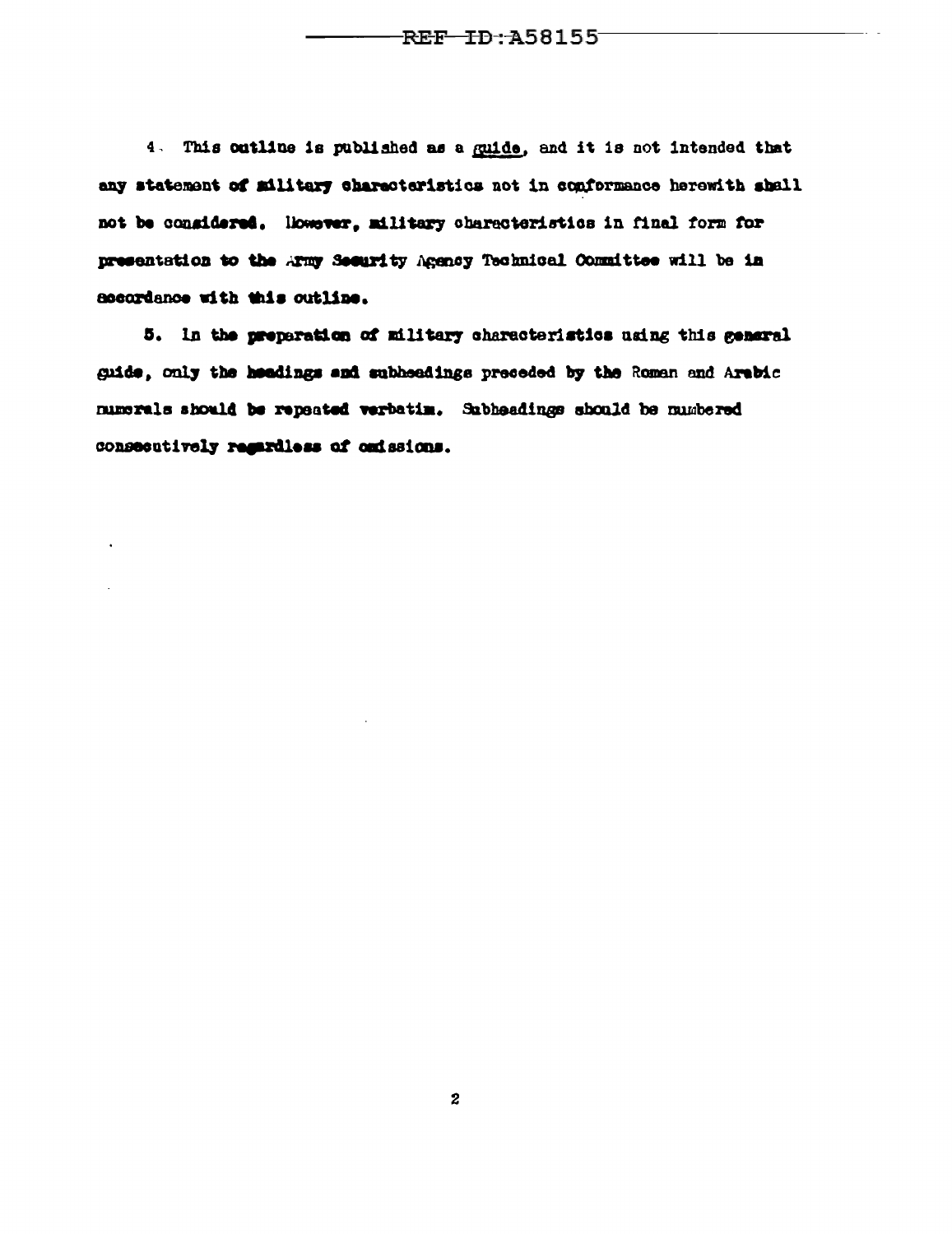4. This outline is published as a guide, and it is not intended that any statement of military characteristics not in conformance herewith shall not be considered. However, military characteristics in final form for presentation to the Army Security Agency Technical Committee will be in accordance with this outline.

5. In the preparation of military characteristics using this general guide, only the headings and subheadings preceded by the Roman and Arabic numerals should be repeated verbatim. Subheadings should be numbered consecutively regardless of omissions.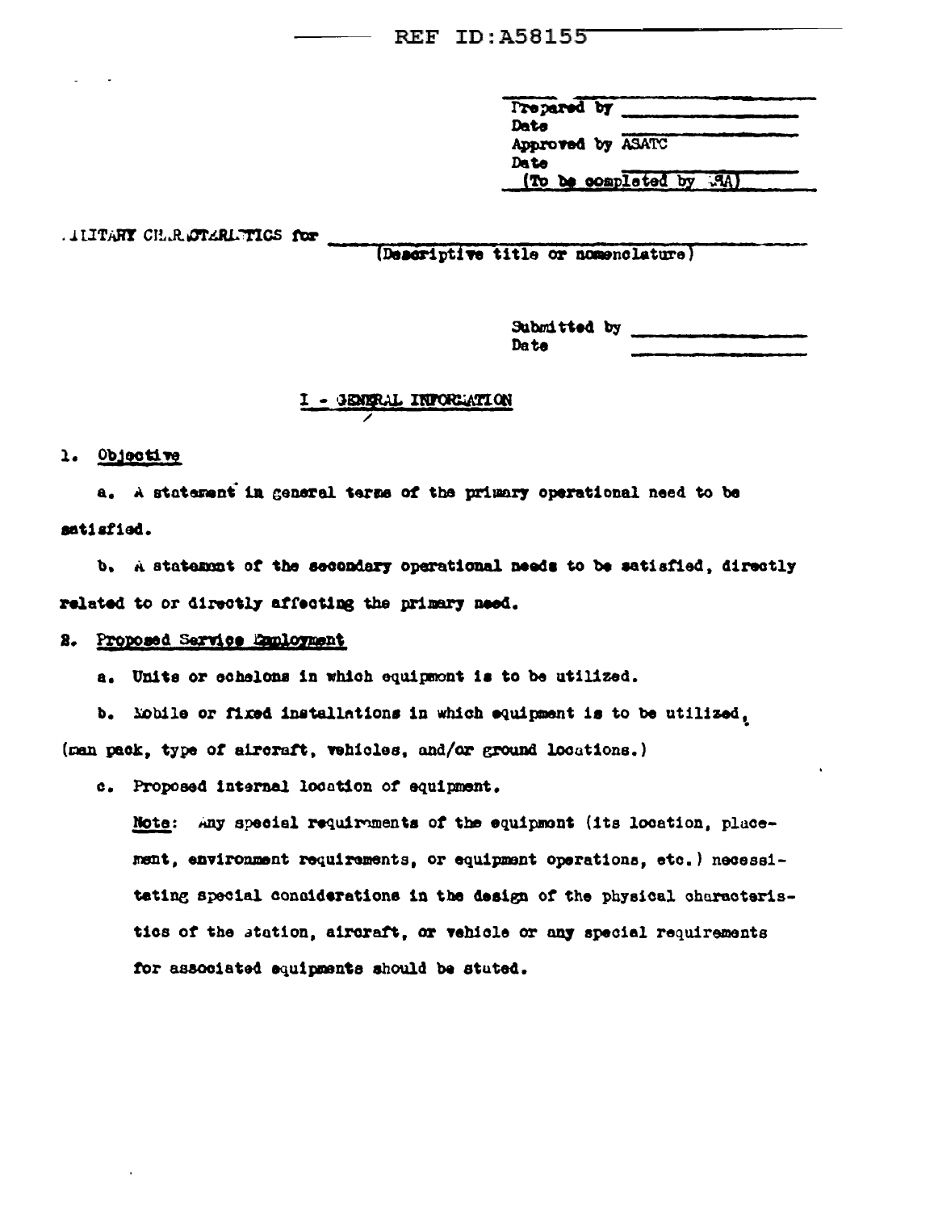Prepared by \_\_\_\_\_\_\_\_\_\_\_\_\_\_\_\_
Date \_\_\_\_\_\_\_\_\_\_\_\_\_\_\_\_
Approved by ASATC
Date \_\_\_\_\_\_\_\_\_\_\_\_\_\_\_\_
(To be completed by ASA)

MILITARY CHARACTERISTICS for \_\_\_\_\_\_\_\_\_\_\_\_\_\_\_\_\_\_\_\_\_\_\_\_\_\_\_\_
(Descriptive title or nomenclature)

Submitted by \_\_\_\_\_\_\_\_\_\_\_\_\_\_\_\_
Date \_\_\_\_\_\_\_\_\_\_\_\_\_\_\_\_

## I - GENERAL INFORMATION

1. Objective

a. A statement in general terms of the primary operational need to be satisfied.

b. A statement of the secondary operational needs to be satisfied, directly related to or directly affecting the primary need.

2. Proposed Service Employment

a. Units or echelons in which equipment is to be utilized.

b. Mobile or fixed installations in which equipment is to be utilized, (man pack, type of aircraft, vehicles, and/or ground locations.)

c. Proposed internal location of equipment.

Note: Any special requirements of the equipment (its location, placement, environment requirements, or equipment operations, etc.) necessitating special considerations in the design of the physical characteristics of the station, aircraft, or vehicle or any special requirements for associated equipments should be stated.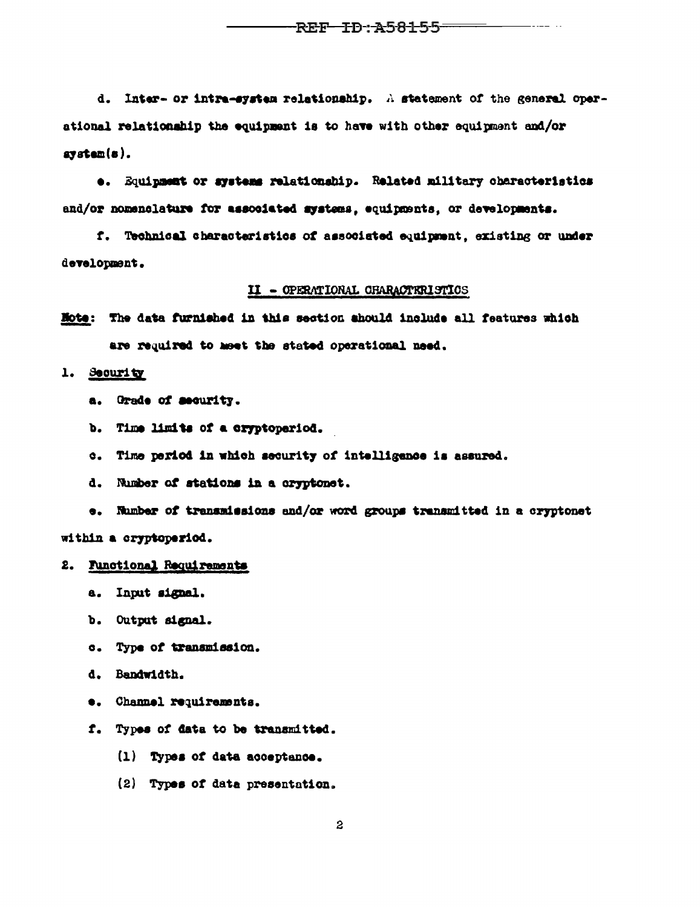d. Inter- or intra-system relationship. A statement of the general operational relationship the equipment is to have with other equipment and/or system(s).

e. Equipment or systems relationship. Related military characteristics and/or nomenclature for associated systems, equipments, or developments.

f. Technical characteristics of associated equipment, existing or under development.

## II - OPERATIONAL CHARACTERISTICS

**Note:** The data furnished in this section should include all features which are required to meet the stated operational need.

1. Security

   a. Grade of security.

   b. Time limits of a cryptoperiod.

   c. Time period in which security of intelligence is assured.

   d. Number of stations in a cryptonet.

   e. Number of transmissions and/or word groups transmitted in a cryptonet within a cryptoperiod.

2. Functional Requirements

   a. Input signal.

   b. Output signal.

   c. Type of transmission.

   d. Bandwidth.

   e. Channel requirements.

   f. Types of data to be transmitted.

      (1) Types of data acceptance.

      (2) Types of data presentation.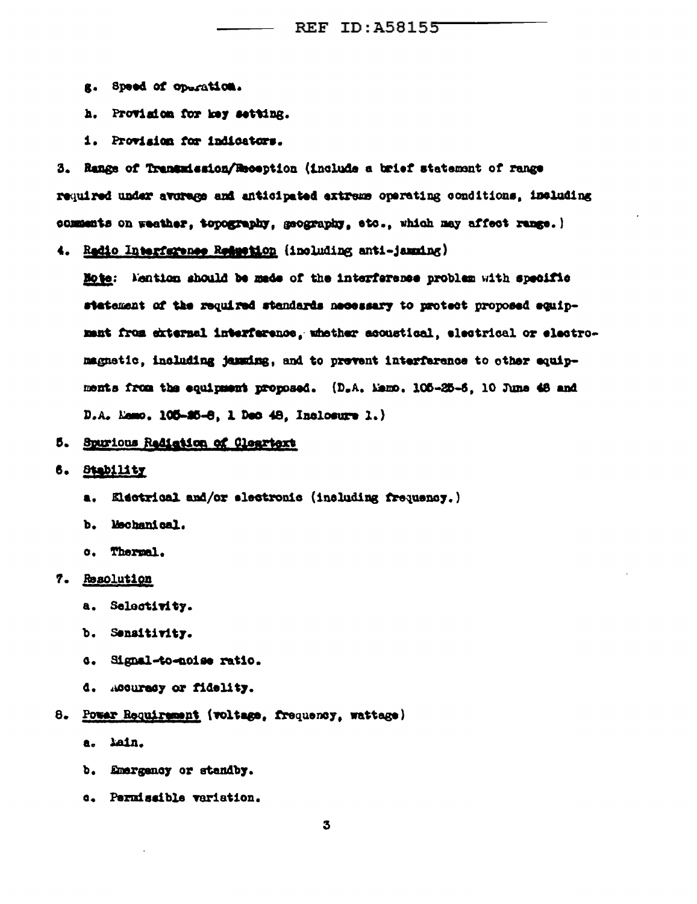g. Speed of operation.

h. Provision for key setting.

i. Provision for indicators.

3. Range of Transmission/Reception (include a brief statement of range required under average and anticipated extreme operating conditions, including comments on weather, topography, geography, etc., which may affect range.)

4. <u>Radio Interference Reduction</u> (including anti-jamming)

   <u>Note</u>: Mention should be made of the interference problem with specific statement of the required standards necessary to protect proposed equipment from external interference, whether acoustical, electrical or electromagnetic, including jamming, and to prevent interference to other equipments from the equipment proposed. (D.A. Memo. 105-25-5, 10 June 48 and D.A. Memo. 105-25-8, 1 Dec 48, Inclosure 1.)

5. <u>Spurious Radiation of Cleartext</u>

6. <u>Stability</u>

   a. Electrical and/or electronic (including frequency.)

   b. Mechanical.

   c. Thermal.

7. <u>Resolution</u>

   a. Selectivity.

   b. Sensitivity.

   c. Signal-to-noise ratio.

   d. Accuracy or fidelity.

8. <u>Power Requirement</u> (voltage, frequency, wattage)

   a. Main.

   b. Emergency or standby.

   c. Permissible variation.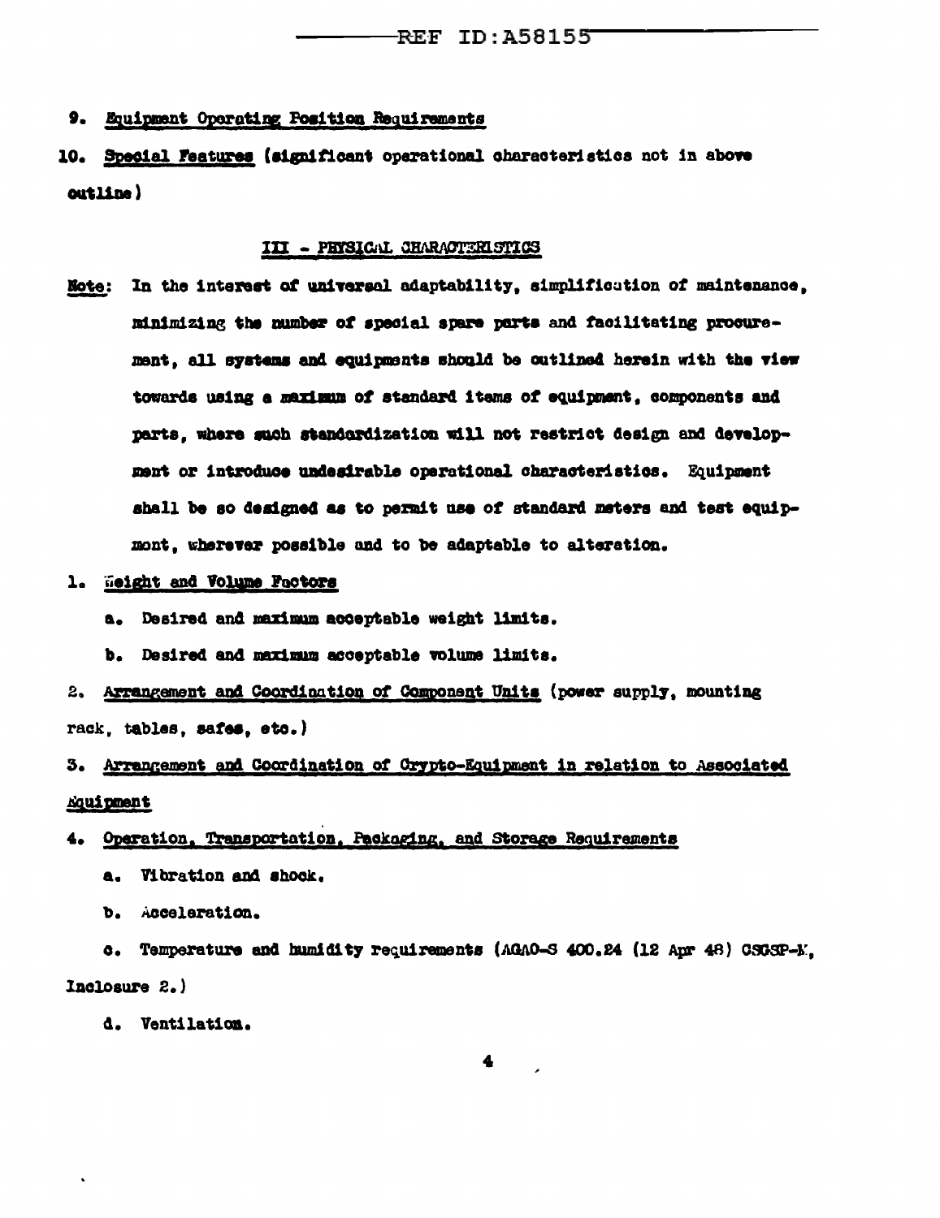9. Equipment Operating Position Requirements

10. Special Features (significant operational characteristics not in above outline)

## III - PHYSICAL CHARACTERISTICS

Note: In the interest of universal adaptability, simplification of maintenance, minimizing the number of special spare parts and facilitating procurement, all systems and equipments should be outlined herein with the view towards using a maximum of standard items of equipment, components and parts, where such standardization will not restrict design and development or introduce undesirable operational characteristics. Equipment shall be so designed as to permit use of standard meters and test equipment, wherever possible and to be adaptable to alteration.

1. Weight and Volume Factors

    a. Desired and maximum acceptable weight limits.

    b. Desired and maximum acceptable volume limits.

2. Arrangement and Coordination of Component Units (power supply, mounting rack, tables, safes, etc.)

3. Arrangement and Coordination of Crypto-Equipment in relation to Associated Equipment

4. Operation, Transportation, Packaging, and Storage Requirements

    a. Vibration and shock.

    b. Acceleration.

    c. Temperature and humidity requirements (AGAO-S 400.24 (12 Apr 48) CSGSP-K, Inclosure 2.)

    d. Ventilation.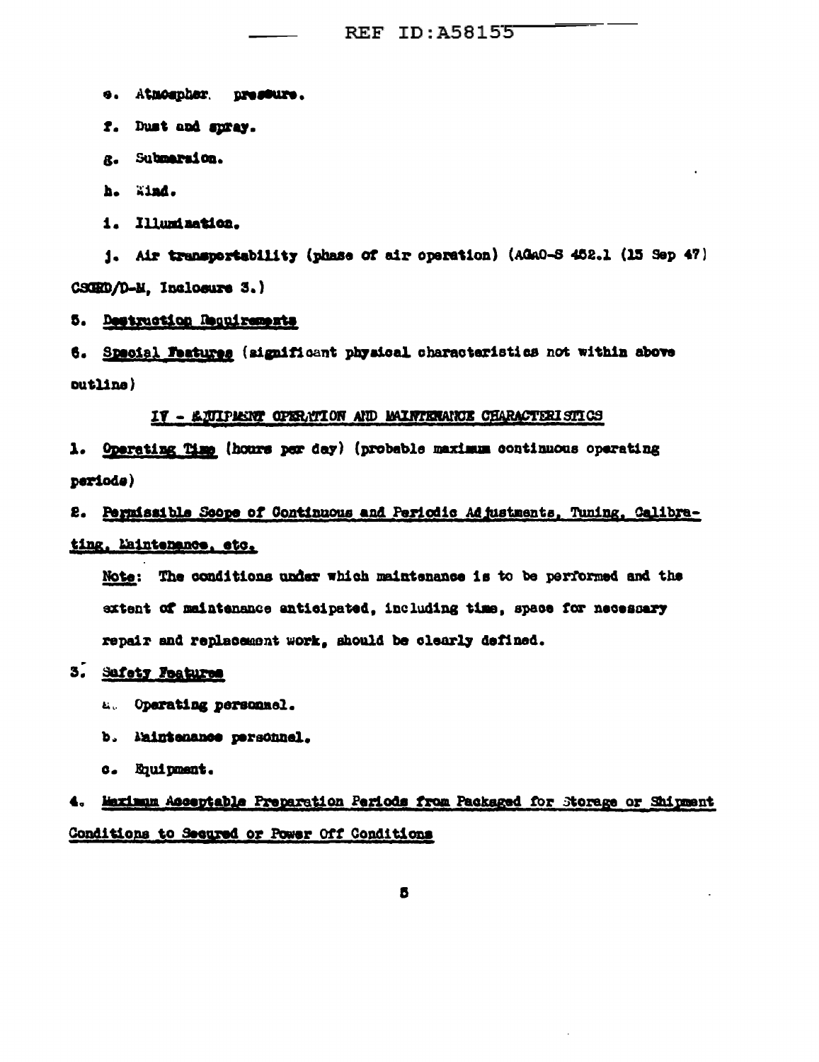e. Atmospher. pressure.

f. Dust and spray.

g. Submersion.

h. Wind.

i. Illumination.

j. Air transportability (phase of air operation) (AGAO-S 452.1 (15 Sep 47) CSGRD/D-M, Inclosure 3.)

5. <u>Destruction Requirements</u>

6. <u>Special Features</u> (significant physical characteristics not within above outline)

## IV - EQUIPMENT OPERATION AND MAINTENANCE CHARACTERISTICS

1. <u>Operating Time</u> (hours per day) (probable maximum continuous operating periods)

2. <u>Permissible Scope of Continuous and Periodic Adjustments, Tuning, Calibrating, Maintenance, etc.</u>

   <u>Note</u>: The conditions under which maintenance is to be performed and the extent of maintenance anticipated, including time, space for necessary repair and replacement work, should be clearly defined.

3. <u>Safety Features</u>

   a. Operating personnel.

   b. Maintenance personnel.

   c. Equipment.

4. <u>Maximum Acceptable Preparation Periods from Packaged for Storage or Shipment Conditions to Secured or Power Off Conditions</u>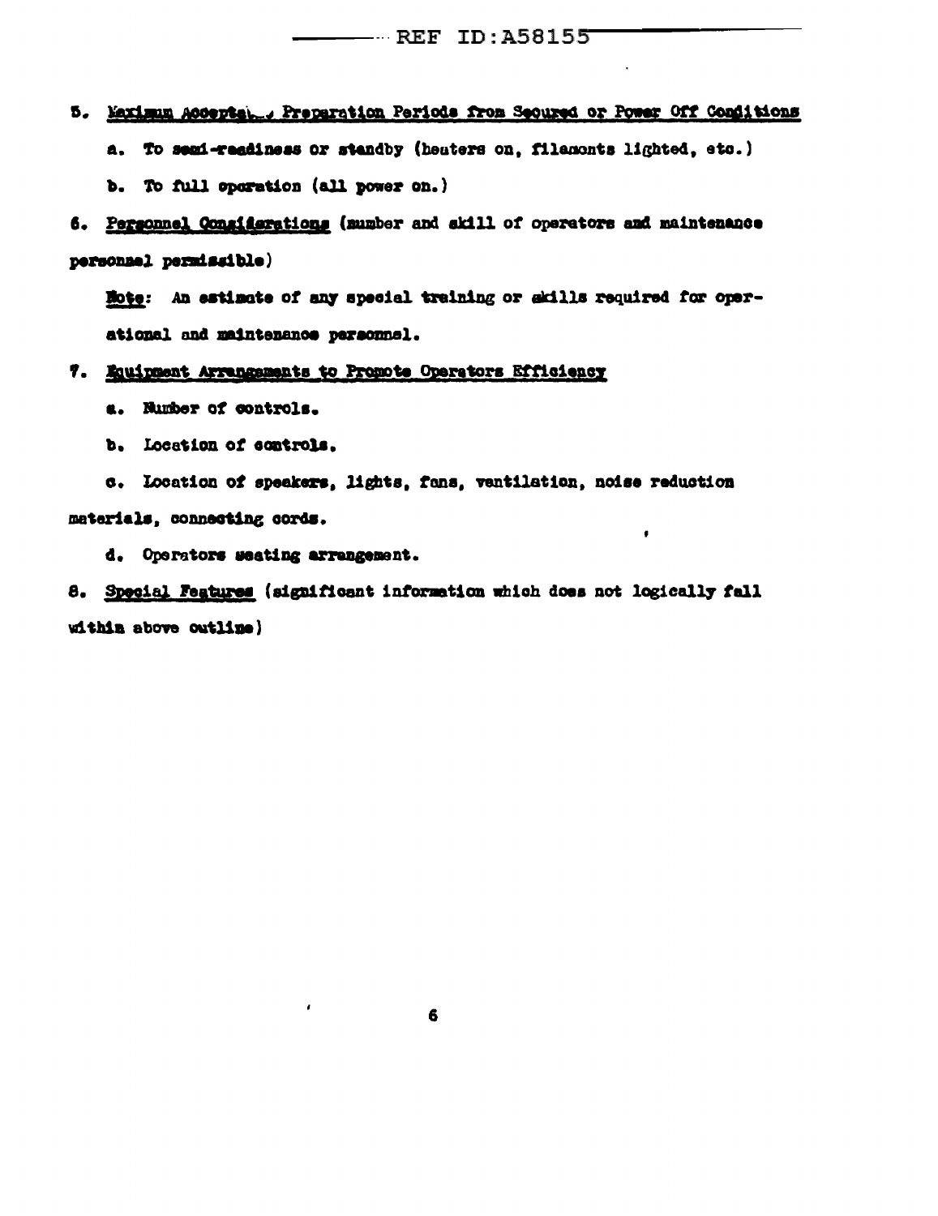5. <u>Maximum Acceptable Preparation Periods from Secured or Power Off Conditions</u>

   a. To semi-readiness or standby (heaters on, filaments lighted, etc.)

   b. To full operation (all power on.)

6. <u>Personnel Considerations</u> (number and skill of operators and maintenance personnel permissible)

   <u>Note</u>: An estimate of any special training or skills required for operational and maintenance personnel.

7. <u>Equipment Arrangements to Promote Operators Efficiency</u>

   a. Number of controls.

   b. Location of controls.

   c. Location of speakers, lights, fans, ventilation, noise reduction materials, connecting cords.

   d. Operators seating arrangement.

8. <u>Special Features</u> (significant information which does not logically fall within above outline)